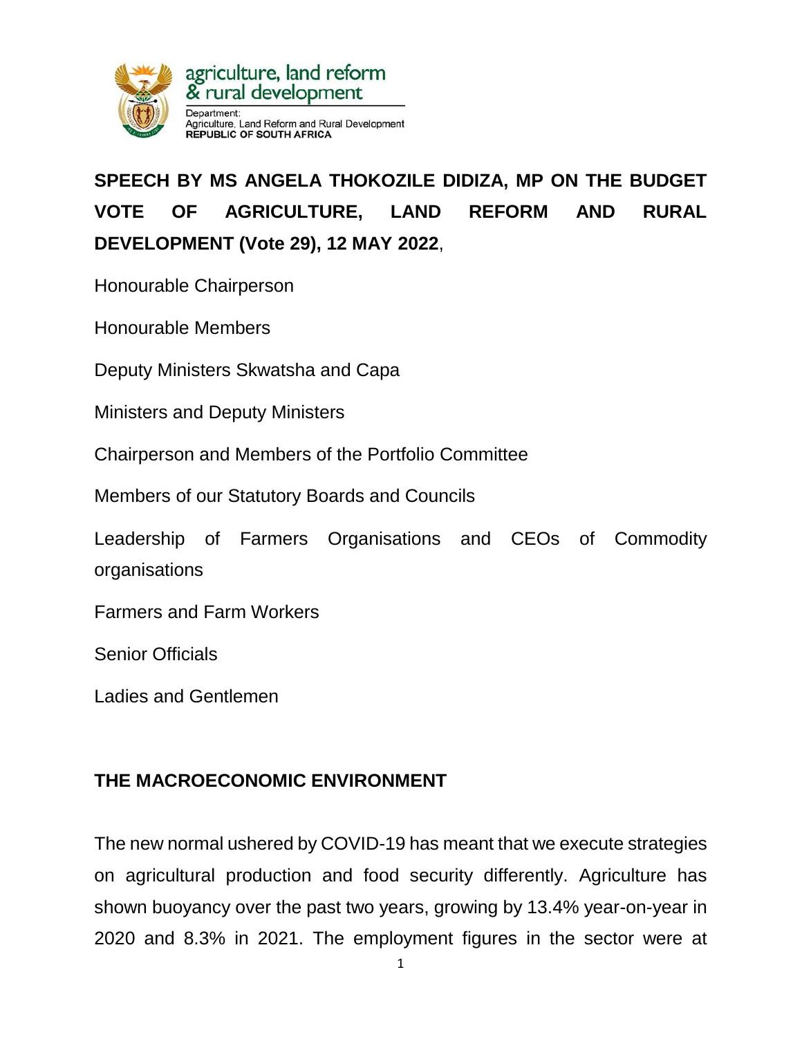agriculture, land reform & rural development

Department: Agriculture, Land Reform and Rural Development
**REPUBLIC OF SOUTH AFRICA**

# SPEECH BY MS ANGELA THOKOZILE DIDIZA, MP ON THE BUDGET VOTE OF AGRICULTURE, LAND REFORM AND RURAL DEVELOPMENT (Vote 29), 12 MAY 2022,

Honourable Chairperson

Honourable Members

Deputy Ministers Skwatsha and Capa

Ministers and Deputy Ministers

Chairperson and Members of the Portfolio Committee

Members of our Statutory Boards and Councils

Leadership of Farmers Organisations and CEOs of Commodity organisations

Farmers and Farm Workers

Senior Officials

Ladies and Gentlemen

## THE MACROECONOMIC ENVIRONMENT

The new normal ushered by COVID-19 has meant that we execute strategies on agricultural production and food security differently. Agriculture has shown buoyancy over the past two years, growing by 13.4% year-on-year in 2020 and 8.3% in 2021. The employment figures in the sector were at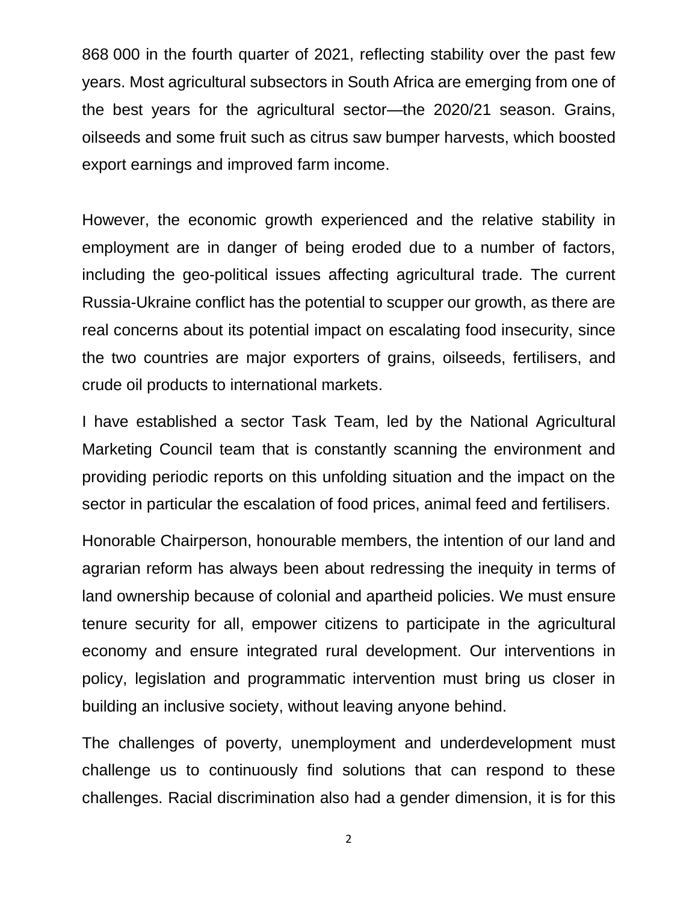868 000 in the fourth quarter of 2021, reflecting stability over the past few years. Most agricultural subsectors in South Africa are emerging from one of the best years for the agricultural sector—the 2020/21 season. Grains, oilseeds and some fruit such as citrus saw bumper harvests, which boosted export earnings and improved farm income.

However, the economic growth experienced and the relative stability in employment are in danger of being eroded due to a number of factors, including the geo-political issues affecting agricultural trade. The current Russia-Ukraine conflict has the potential to scupper our growth, as there are real concerns about its potential impact on escalating food insecurity, since the two countries are major exporters of grains, oilseeds, fertilisers, and crude oil products to international markets.

I have established a sector Task Team, led by the National Agricultural Marketing Council team that is constantly scanning the environment and providing periodic reports on this unfolding situation and the impact on the sector in particular the escalation of food prices, animal feed and fertilisers.

Honorable Chairperson, honourable members, the intention of our land and agrarian reform has always been about redressing the inequity in terms of land ownership because of colonial and apartheid policies. We must ensure tenure security for all, empower citizens to participate in the agricultural economy and ensure integrated rural development. Our interventions in policy, legislation and programmatic intervention must bring us closer in building an inclusive society, without leaving anyone behind.

The challenges of poverty, unemployment and underdevelopment must challenge us to continuously find solutions that can respond to these challenges. Racial discrimination also had a gender dimension, it is for this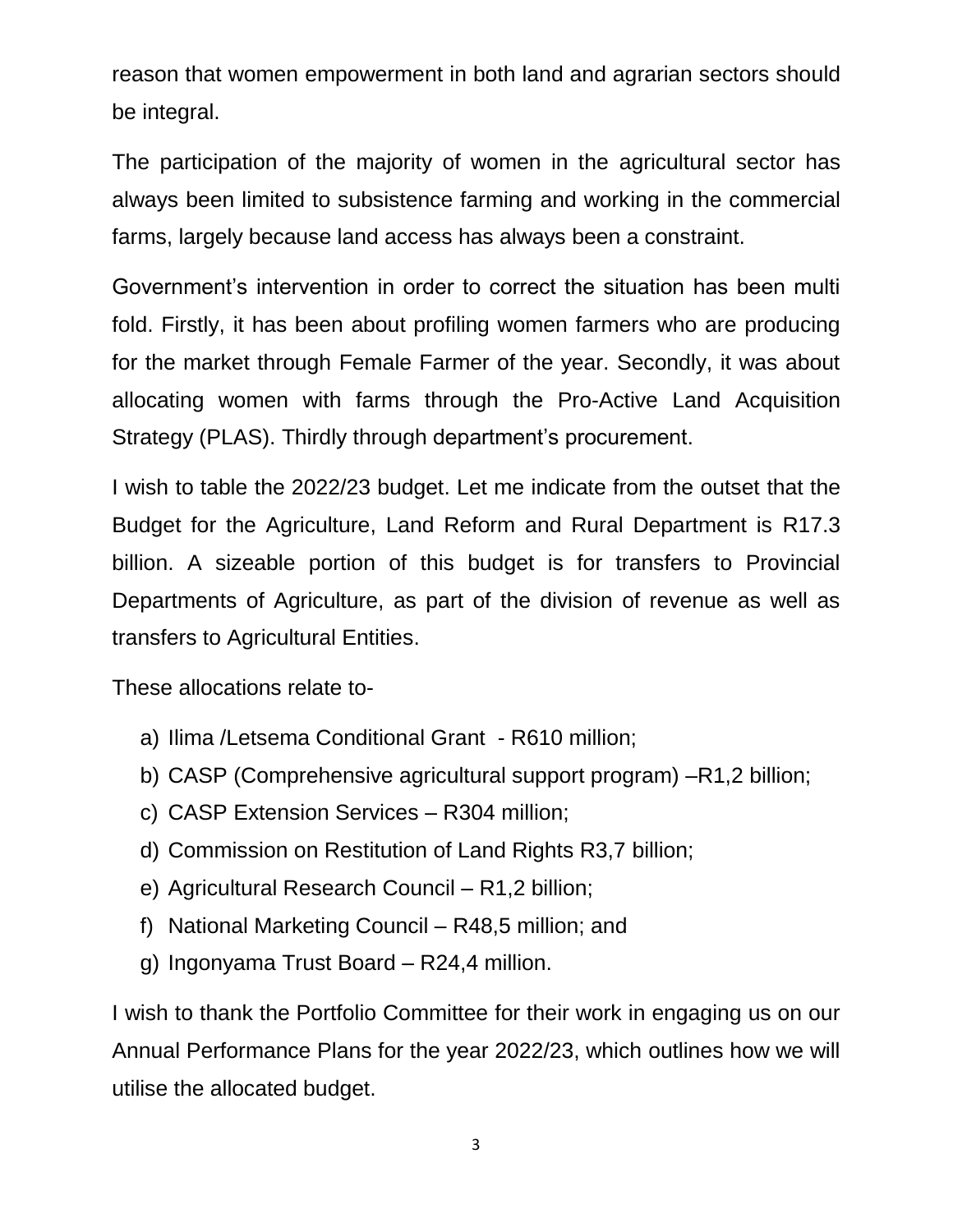reason that women empowerment in both land and agrarian sectors should be integral.

The participation of the majority of women in the agricultural sector has always been limited to subsistence farming and working in the commercial farms, largely because land access has always been a constraint.

Government's intervention in order to correct the situation has been multi fold. Firstly, it has been about profiling women farmers who are producing for the market through Female Farmer of the year. Secondly, it was about allocating women with farms through the Pro-Active Land Acquisition Strategy (PLAS). Thirdly through department's procurement.

I wish to table the 2022/23 budget. Let me indicate from the outset that the Budget for the Agriculture, Land Reform and Rural Department is R17.3 billion. A sizeable portion of this budget is for transfers to Provincial Departments of Agriculture, as part of the division of revenue as well as transfers to Agricultural Entities.

These allocations relate to-

a) Ilima /Letsema Conditional Grant - R610 million;
b) CASP (Comprehensive agricultural support program) –R1,2 billion;
c) CASP Extension Services – R304 million;
d) Commission on Restitution of Land Rights R3,7 billion;
e) Agricultural Research Council – R1,2 billion;
f) National Marketing Council – R48,5 million; and
g) Ingonyama Trust Board – R24,4 million.

I wish to thank the Portfolio Committee for their work in engaging us on our Annual Performance Plans for the year 2022/23, which outlines how we will utilise the allocated budget.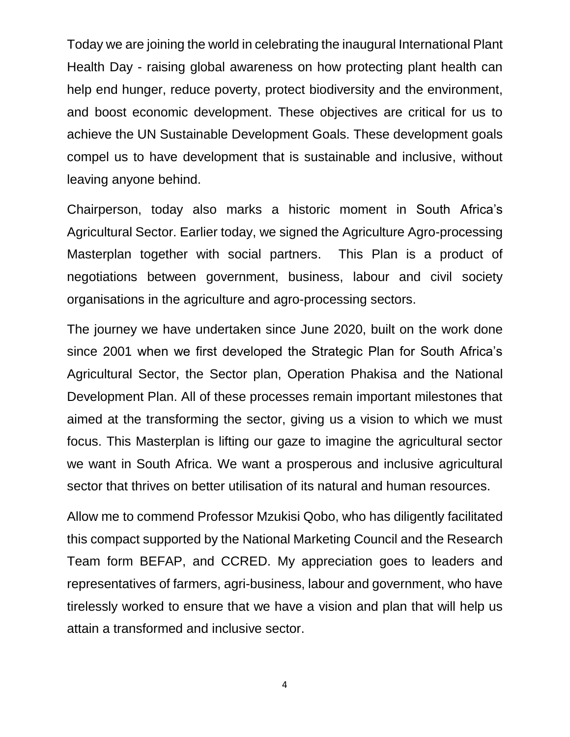Today we are joining the world in celebrating the inaugural International Plant Health Day - raising global awareness on how protecting plant health can help end hunger, reduce poverty, protect biodiversity and the environment, and boost economic development. These objectives are critical for us to achieve the UN Sustainable Development Goals. These development goals compel us to have development that is sustainable and inclusive, without leaving anyone behind.

Chairperson, today also marks a historic moment in South Africa's Agricultural Sector. Earlier today, we signed the Agriculture Agro-processing Masterplan together with social partners. This Plan is a product of negotiations between government, business, labour and civil society organisations in the agriculture and agro-processing sectors.

The journey we have undertaken since June 2020, built on the work done since 2001 when we first developed the Strategic Plan for South Africa's Agricultural Sector, the Sector plan, Operation Phakisa and the National Development Plan. All of these processes remain important milestones that aimed at the transforming the sector, giving us a vision to which we must focus. This Masterplan is lifting our gaze to imagine the agricultural sector we want in South Africa. We want a prosperous and inclusive agricultural sector that thrives on better utilisation of its natural and human resources.

Allow me to commend Professor Mzukisi Qobo, who has diligently facilitated this compact supported by the National Marketing Council and the Research Team form BEFAP, and CCRED. My appreciation goes to leaders and representatives of farmers, agri-business, labour and government, who have tirelessly worked to ensure that we have a vision and plan that will help us attain a transformed and inclusive sector.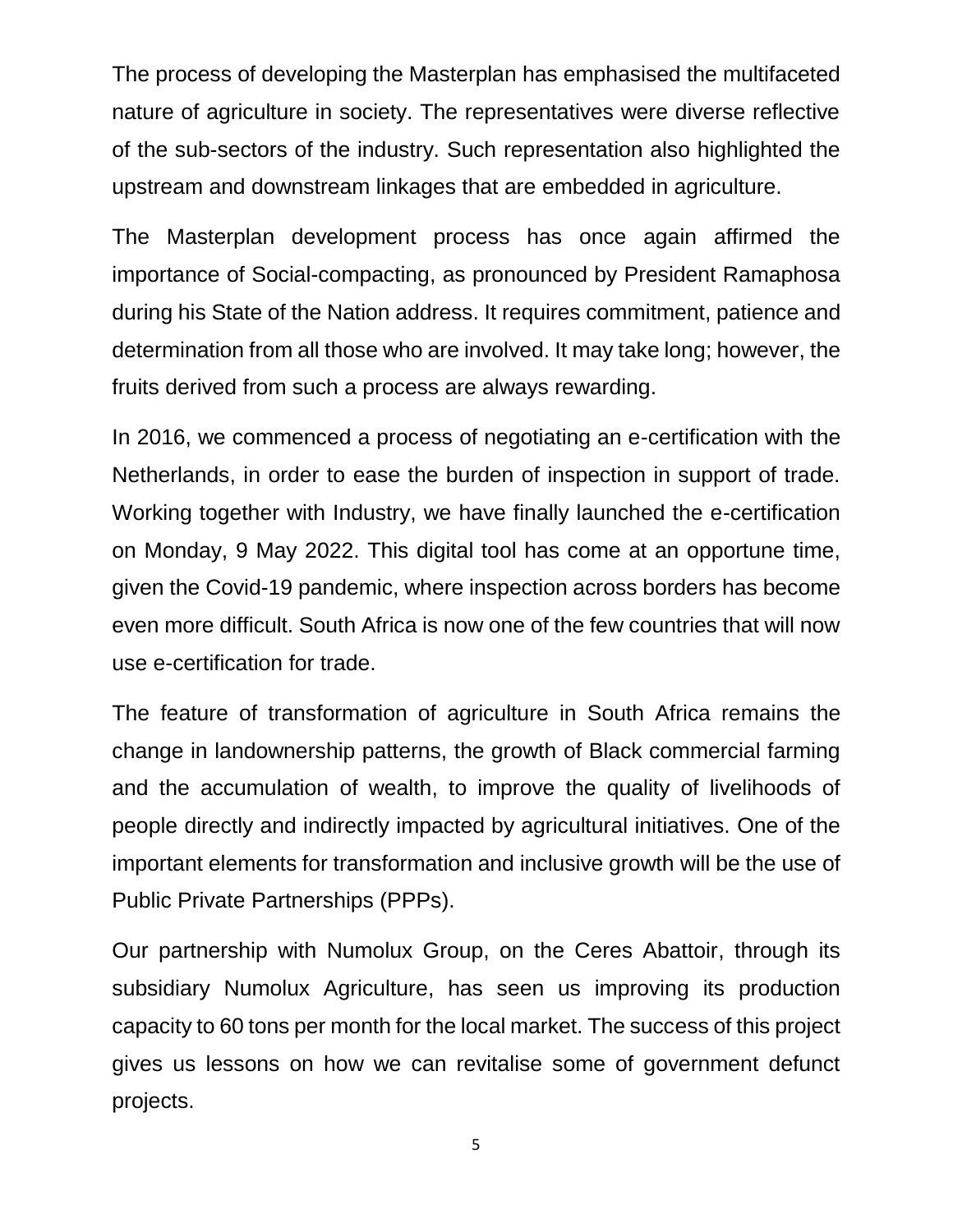The process of developing the Masterplan has emphasised the multifaceted nature of agriculture in society. The representatives were diverse reflective of the sub-sectors of the industry. Such representation also highlighted the upstream and downstream linkages that are embedded in agriculture.

The Masterplan development process has once again affirmed the importance of Social-compacting, as pronounced by President Ramaphosa during his State of the Nation address. It requires commitment, patience and determination from all those who are involved. It may take long; however, the fruits derived from such a process are always rewarding.

In 2016, we commenced a process of negotiating an e-certification with the Netherlands, in order to ease the burden of inspection in support of trade. Working together with Industry, we have finally launched the e-certification on Monday, 9 May 2022. This digital tool has come at an opportune time, given the Covid-19 pandemic, where inspection across borders has become even more difficult. South Africa is now one of the few countries that will now use e-certification for trade.

The feature of transformation of agriculture in South Africa remains the change in landownership patterns, the growth of Black commercial farming and the accumulation of wealth, to improve the quality of livelihoods of people directly and indirectly impacted by agricultural initiatives. One of the important elements for transformation and inclusive growth will be the use of Public Private Partnerships (PPPs).

Our partnership with Numolux Group, on the Ceres Abattoir, through its subsidiary Numolux Agriculture, has seen us improving its production capacity to 60 tons per month for the local market. The success of this project gives us lessons on how we can revitalise some of government defunct projects.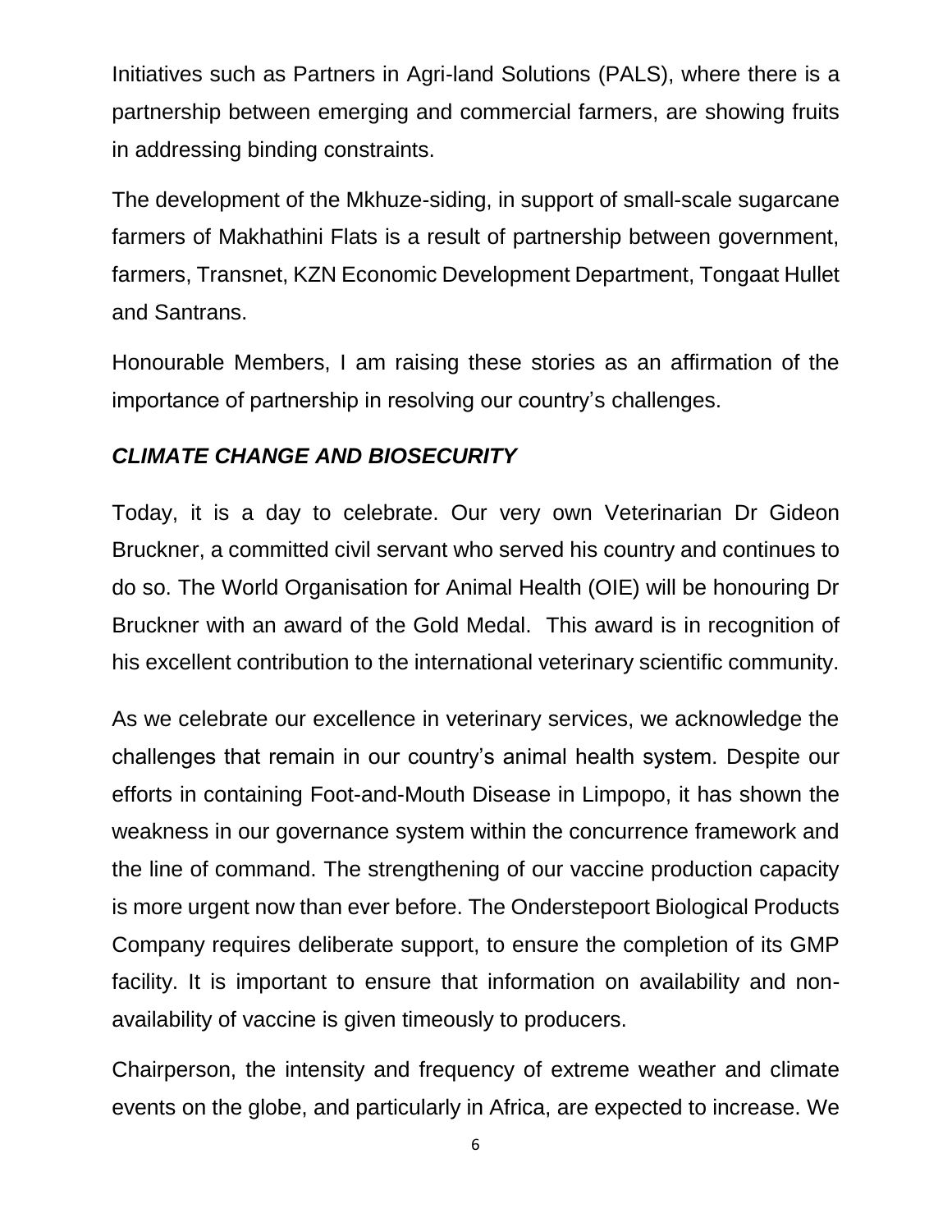Initiatives such as Partners in Agri-land Solutions (PALS), where there is a partnership between emerging and commercial farmers, are showing fruits in addressing binding constraints.

The development of the Mkhuze-siding, in support of small-scale sugarcane farmers of Makhathini Flats is a result of partnership between government, farmers, Transnet, KZN Economic Development Department, Tongaat Hullet and Santrans.

Honourable Members, I am raising these stories as an affirmation of the importance of partnership in resolving our country's challenges.

### *CLIMATE CHANGE AND BIOSECURITY*

Today, it is a day to celebrate. Our very own Veterinarian Dr Gideon Bruckner, a committed civil servant who served his country and continues to do so. The World Organisation for Animal Health (OIE) will be honouring Dr Bruckner with an award of the Gold Medal. This award is in recognition of his excellent contribution to the international veterinary scientific community.

As we celebrate our excellence in veterinary services, we acknowledge the challenges that remain in our country's animal health system. Despite our efforts in containing Foot-and-Mouth Disease in Limpopo, it has shown the weakness in our governance system within the concurrence framework and the line of command. The strengthening of our vaccine production capacity is more urgent now than ever before. The Onderstepoort Biological Products Company requires deliberate support, to ensure the completion of its GMP facility. It is important to ensure that information on availability and non-availability of vaccine is given timeously to producers.

Chairperson, the intensity and frequency of extreme weather and climate events on the globe, and particularly in Africa, are expected to increase. We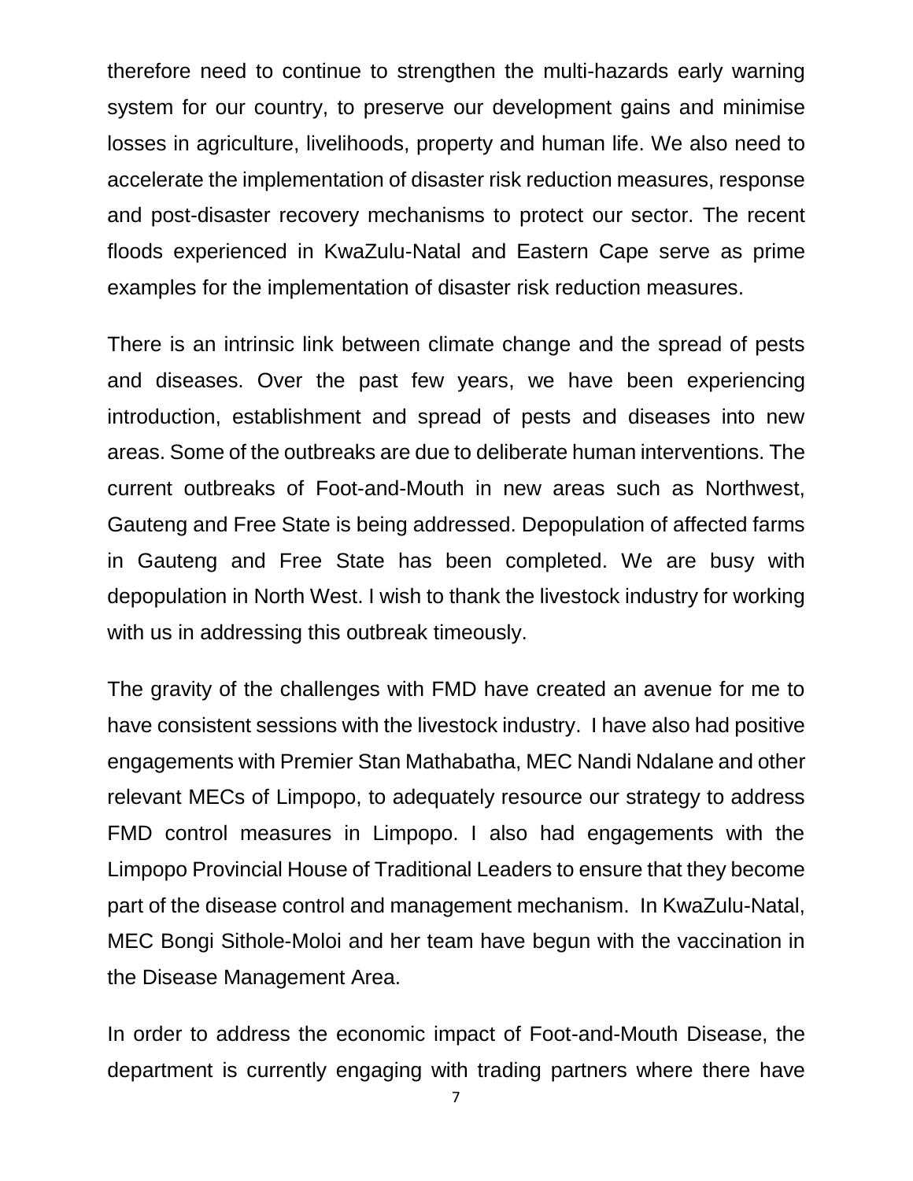therefore need to continue to strengthen the multi-hazards early warning system for our country, to preserve our development gains and minimise losses in agriculture, livelihoods, property and human life. We also need to accelerate the implementation of disaster risk reduction measures, response and post-disaster recovery mechanisms to protect our sector. The recent floods experienced in KwaZulu-Natal and Eastern Cape serve as prime examples for the implementation of disaster risk reduction measures.

There is an intrinsic link between climate change and the spread of pests and diseases. Over the past few years, we have been experiencing introduction, establishment and spread of pests and diseases into new areas. Some of the outbreaks are due to deliberate human interventions. The current outbreaks of Foot-and-Mouth in new areas such as Northwest, Gauteng and Free State is being addressed. Depopulation of affected farms in Gauteng and Free State has been completed. We are busy with depopulation in North West. I wish to thank the livestock industry for working with us in addressing this outbreak timeously.

The gravity of the challenges with FMD have created an avenue for me to have consistent sessions with the livestock industry. I have also had positive engagements with Premier Stan Mathabatha, MEC Nandi Ndalane and other relevant MECs of Limpopo, to adequately resource our strategy to address FMD control measures in Limpopo. I also had engagements with the Limpopo Provincial House of Traditional Leaders to ensure that they become part of the disease control and management mechanism. In KwaZulu-Natal, MEC Bongi Sithole-Moloi and her team have begun with the vaccination in the Disease Management Area.

In order to address the economic impact of Foot-and-Mouth Disease, the department is currently engaging with trading partners where there have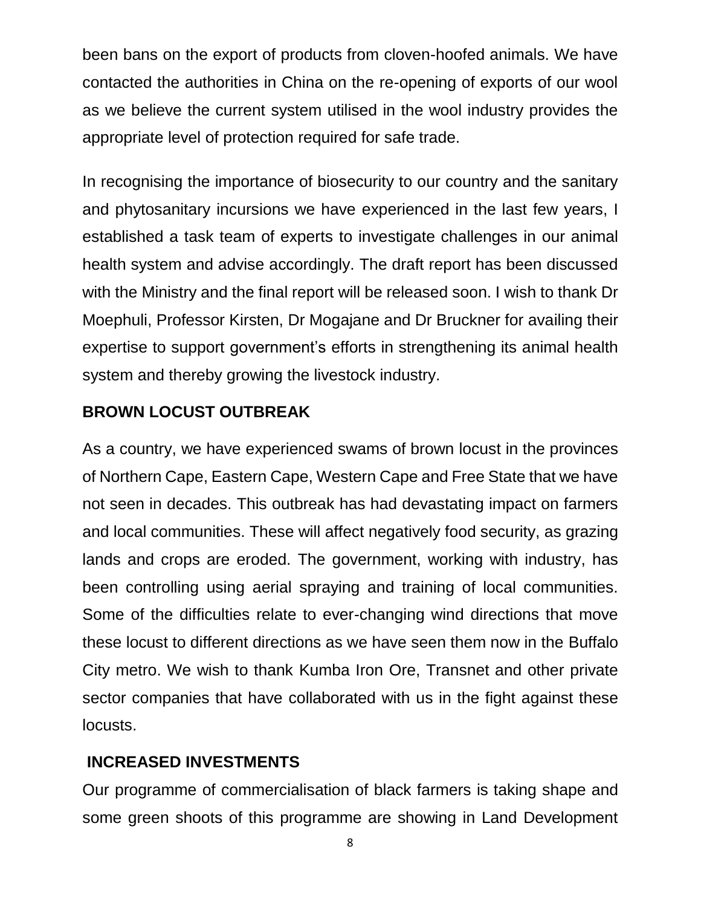been bans on the export of products from cloven-hoofed animals. We have contacted the authorities in China on the re-opening of exports of our wool as we believe the current system utilised in the wool industry provides the appropriate level of protection required for safe trade.

In recognising the importance of biosecurity to our country and the sanitary and phytosanitary incursions we have experienced in the last few years, I established a task team of experts to investigate challenges in our animal health system and advise accordingly. The draft report has been discussed with the Ministry and the final report will be released soon. I wish to thank Dr Moephuli, Professor Kirsten, Dr Mogajane and Dr Bruckner for availing their expertise to support government's efforts in strengthening its animal health system and thereby growing the livestock industry.

**BROWN LOCUST OUTBREAK**

As a country, we have experienced swams of brown locust in the provinces of Northern Cape, Eastern Cape, Western Cape and Free State that we have not seen in decades. This outbreak has had devastating impact on farmers and local communities. These will affect negatively food security, as grazing lands and crops are eroded. The government, working with industry, has been controlling using aerial spraying and training of local communities. Some of the difficulties relate to ever-changing wind directions that move these locust to different directions as we have seen them now in the Buffalo City metro. We wish to thank Kumba Iron Ore, Transnet and other private sector companies that have collaborated with us in the fight against these locusts.

**INCREASED INVESTMENTS**

Our programme of commercialisation of black farmers is taking shape and some green shoots of this programme are showing in Land Development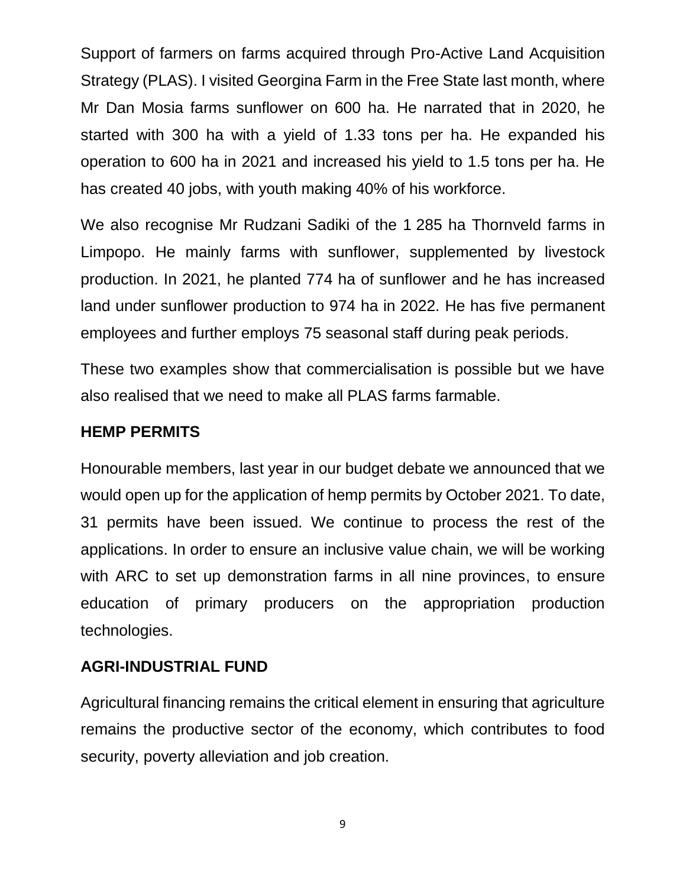Support of farmers on farms acquired through Pro-Active Land Acquisition Strategy (PLAS). I visited Georgina Farm in the Free State last month, where Mr Dan Mosia farms sunflower on 600 ha. He narrated that in 2020, he started with 300 ha with a yield of 1.33 tons per ha. He expanded his operation to 600 ha in 2021 and increased his yield to 1.5 tons per ha. He has created 40 jobs, with youth making 40% of his workforce.

We also recognise Mr Rudzani Sadiki of the 1 285 ha Thornveld farms in Limpopo. He mainly farms with sunflower, supplemented by livestock production. In 2021, he planted 774 ha of sunflower and he has increased land under sunflower production to 974 ha in 2022. He has five permanent employees and further employs 75 seasonal staff during peak periods.

These two examples show that commercialisation is possible but we have also realised that we need to make all PLAS farms farmable.

**HEMP PERMITS**

Honourable members, last year in our budget debate we announced that we would open up for the application of hemp permits by October 2021. To date, 31 permits have been issued. We continue to process the rest of the applications. In order to ensure an inclusive value chain, we will be working with ARC to set up demonstration farms in all nine provinces, to ensure education of primary producers on the appropriation production technologies.

**AGRI-INDUSTRIAL FUND**

Agricultural financing remains the critical element in ensuring that agriculture remains the productive sector of the economy, which contributes to food security, poverty alleviation and job creation.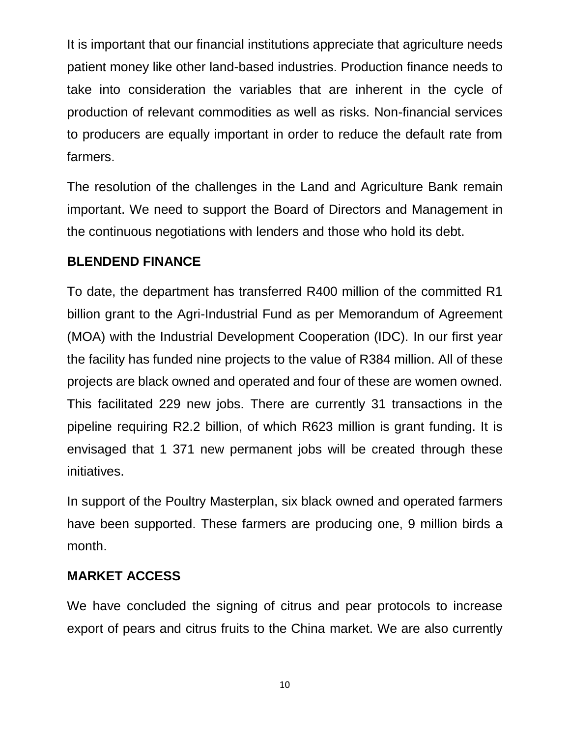It is important that our financial institutions appreciate that agriculture needs patient money like other land-based industries. Production finance needs to take into consideration the variables that are inherent in the cycle of production of relevant commodities as well as risks. Non-financial services to producers are equally important in order to reduce the default rate from farmers.

The resolution of the challenges in the Land and Agriculture Bank remain important. We need to support the Board of Directors and Management in the continuous negotiations with lenders and those who hold its debt.

**BLENDEND FINANCE**

To date, the department has transferred R400 million of the committed R1 billion grant to the Agri-Industrial Fund as per Memorandum of Agreement (MOA) with the Industrial Development Cooperation (IDC). In our first year the facility has funded nine projects to the value of R384 million. All of these projects are black owned and operated and four of these are women owned. This facilitated 229 new jobs. There are currently 31 transactions in the pipeline requiring R2.2 billion, of which R623 million is grant funding. It is envisaged that 1 371 new permanent jobs will be created through these initiatives.

In support of the Poultry Masterplan, six black owned and operated farmers have been supported. These farmers are producing one, 9 million birds a month.

**MARKET ACCESS**

We have concluded the signing of citrus and pear protocols to increase export of pears and citrus fruits to the China market. We are also currently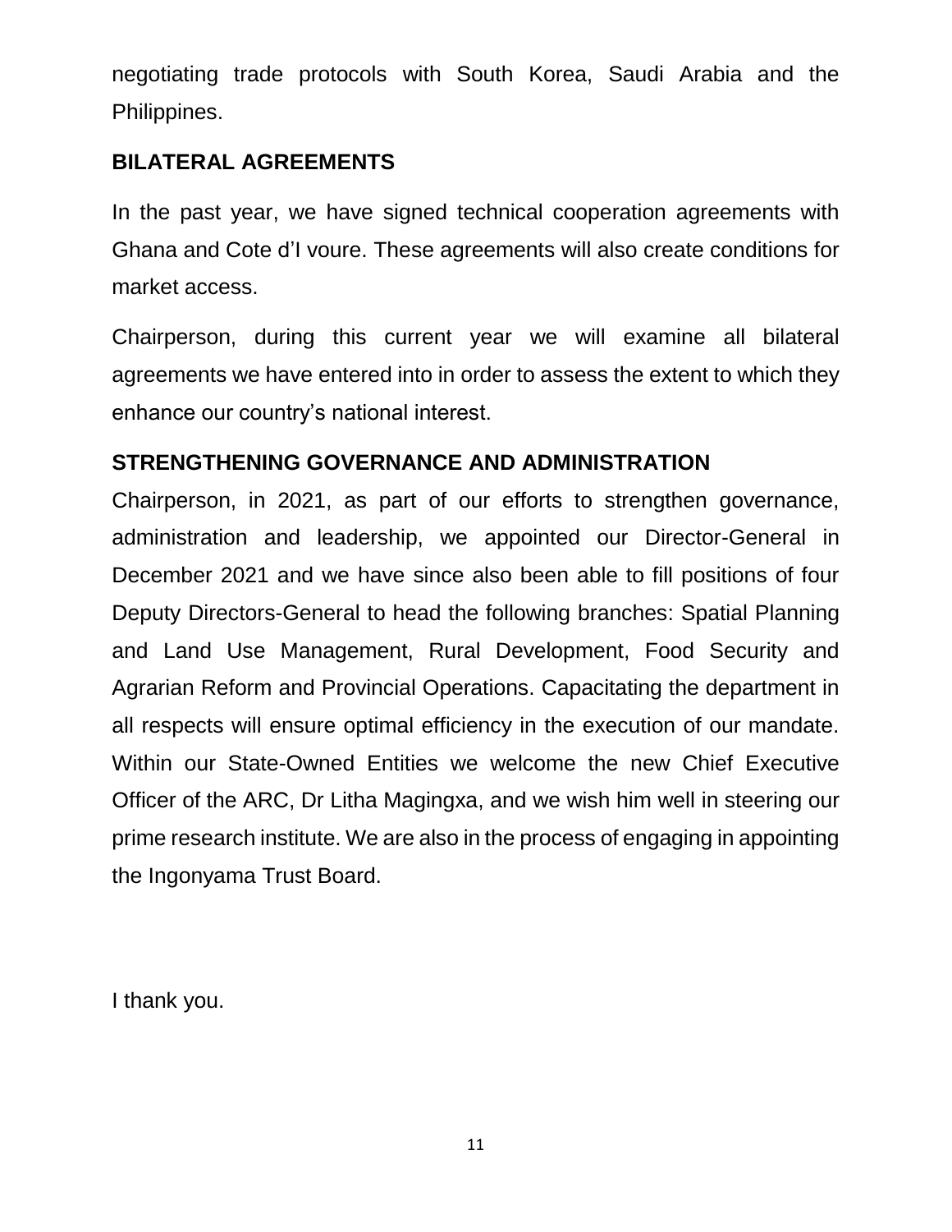negotiating trade protocols with South Korea, Saudi Arabia and the Philippines.

## BILATERAL AGREEMENTS

In the past year, we have signed technical cooperation agreements with Ghana and Cote d'I voure. These agreements will also create conditions for market access.

Chairperson, during this current year we will examine all bilateral agreements we have entered into in order to assess the extent to which they enhance our country's national interest.

## STRENGTHENING GOVERNANCE AND ADMINISTRATION

Chairperson, in 2021, as part of our efforts to strengthen governance, administration and leadership, we appointed our Director-General in December 2021 and we have since also been able to fill positions of four Deputy Directors-General to head the following branches: Spatial Planning and Land Use Management, Rural Development, Food Security and Agrarian Reform and Provincial Operations. Capacitating the department in all respects will ensure optimal efficiency in the execution of our mandate. Within our State-Owned Entities we welcome the new Chief Executive Officer of the ARC, Dr Litha Magingxa, and we wish him well in steering our prime research institute. We are also in the process of engaging in appointing the Ingonyama Trust Board.

I thank you.